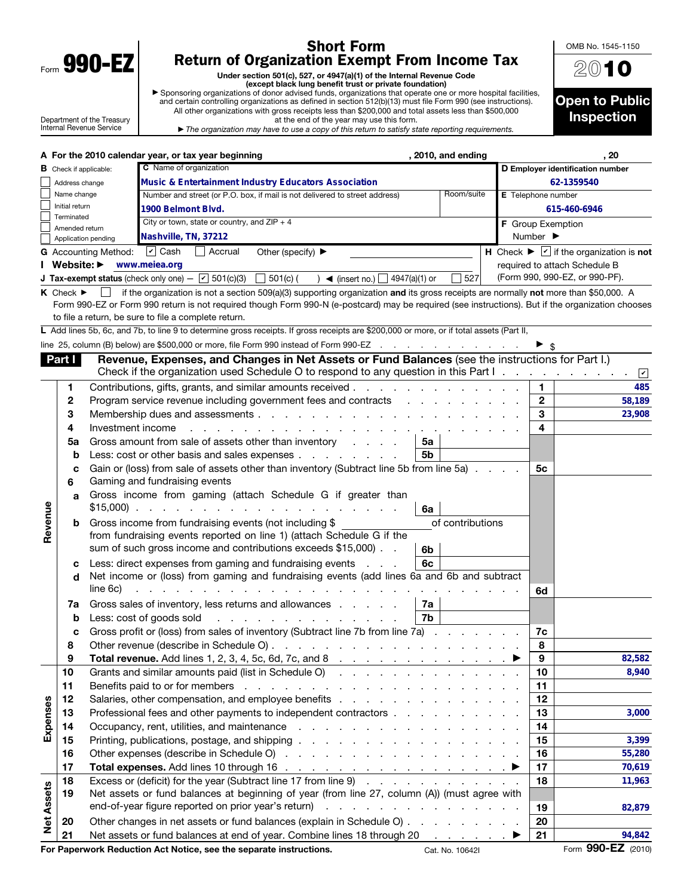Form **990-EZ**

Department of the Treasury
Internal Revenue Service

# Short Form
# Return of Organization Exempt From Income Tax

**Under section 501(c), 527, or 4947(a)(1) of the Internal Revenue Code**
**(except black lung benefit trust or private foundation)**

▶ Sponsoring organizations of donor advised funds, organizations that operate one or more hospital facilities, and certain controlling organizations as defined in section 512(b)(13) must file Form 990 (see instructions). All other organizations with gross receipts less than $200,000 and total assets less than $500,000 at the end of the year may use this form.

▶ *The organization may have to use a copy of this return to satisfy state reporting requirements.*

OMB No. 1545-1150

**2010**

**Open to Public Inspection**

**A For the 2010 calendar year, or tax year beginning , 2010, and ending , 20**

**B** Check if applicable:
- ☐ Address change
- ☐ Name change
- ☐ Initial return
- ☐ Terminated
- ☐ Amended return
- ☐ Application pending

**C** Name of organization: **Music & Entertainment Industry Educators Association**

Number and street (or P.O. box, if mail is not delivered to street address) Room/suite: **1900 Belmont Blvd.**

City or town, state or country, and ZIP + 4: **Nashville, TN, 37212**

**D Employer identification number:** 62-1359540

**E** Telephone number: 615-460-6946

**F** Group Exemption Number ▶

**G** Accounting Method: ☑ Cash ☐ Accrual Other (specify) ▶

**H** Check ▶ ☑ if the organization is **not** required to attach Schedule B (Form 990, 990-EZ, or 990-PF).

**I Website:** ▶ www.meiea.org

**J Tax-exempt status** (check only one) — ☑ 501(c)(3) ☐ 501(c) ( ) ◀ (insert no.) ☐ 4947(a)(1) or ☐ 527

**K** Check ▶ ☐ if the organization is not a section 509(a)(3) supporting organization **and** its gross receipts are normally **not** more than $50,000. A Form 990-EZ or Form 990 return is not required though Form 990-N (e-postcard) may be required (see instructions). But if the organization chooses to file a return, be sure to file a complete return.

**L** Add lines 5b, 6c, and 7b, to line 9 to determine gross receipts. If gross receipts are $200,000 or more, or if total assets (Part II, line 25, column (B) below) are $500,000 or more, file Form 990 instead of Form 990-EZ ▶ $

## Part I — Revenue, Expenses, and Changes in Net Assets or Fund Balances (see the instructions for Part I.)

Check if the organization used Schedule O to respond to any question in this Part I ☑

| Section | Line | Description | Sub-line | Sub-amount | Line | Amount |
|---|---|---|---|---|---|---|
| Revenue | 1 | Contributions, gifts, grants, and similar amounts received | | | 1 | 485 |
| | 2 | Program service revenue including government fees and contracts | | | 2 | 58,189 |
| | 3 | Membership dues and assessments | | | 3 | 23,908 |
| | 4 | Investment income | | | 4 | |
| | 5a | Gross amount from sale of assets other than inventory | 5a | | | |
| | b | Less: cost or other basis and sales expenses | 5b | | | |
| | c | Gain or (loss) from sale of assets other than inventory (Subtract line 5b from line 5a) | | | 5c | |
| | 6 | Gaming and fundraising events | | | | |
| | a | Gross income from gaming (attach Schedule G if greater than $15,000) | 6a | | | |
| | b | Gross income from fundraising events (not including $ of contributions from fundraising events reported on line 1) (attach Schedule G if the sum of such gross income and contributions exceeds $15,000) | 6b | | | |
| | c | Less: direct expenses from gaming and fundraising events | 6c | | | |
| | d | Net income or (loss) from gaming and fundraising events (add lines 6a and 6b and subtract line 6c) | | | 6d | |
| | 7a | Gross sales of inventory, less returns and allowances | 7a | | | |
| | b | Less: cost of goods sold | 7b | | | |
| | c | Gross profit or (loss) from sales of inventory (Subtract line 7b from line 7a) | | | 7c | |
| | 8 | Other revenue (describe in Schedule O) | | | 8 | |
| | 9 | **Total revenue.** Add lines 1, 2, 3, 4, 5c, 6d, 7c, and 8 ▶ | | | 9 | 82,582 |
| Expenses | 10 | Grants and similar amounts paid (list in Schedule O) | | | 10 | 8,940 |
| | 11 | Benefits paid to or for members | | | 11 | |
| | 12 | Salaries, other compensation, and employee benefits | | | 12 | |
| | 13 | Professional fees and other payments to independent contractors | | | 13 | 3,000 |
| | 14 | Occupancy, rent, utilities, and maintenance | | | 14 | |
| | 15 | Printing, publications, postage, and shipping | | | 15 | 3,399 |
| | 16 | Other expenses (describe in Schedule O) | | | 16 | 55,280 |
| | 17 | **Total expenses.** Add lines 10 through 16 ▶ | | | 17 | 70,619 |
| Net Assets | 18 | Excess or (deficit) for the year (Subtract line 17 from line 9) | | | 18 | 11,963 |
| | 19 | Net assets or fund balances at beginning of year (from line 27, column (A)) (must agree with end-of-year figure reported on prior year's return) | | | 19 | 82,879 |
| | 20 | Other changes in net assets or fund balances (explain in Schedule O) | | | 20 | |
| | 21 | Net assets or fund balances at end of year. Combine lines 18 through 20 ▶ | | | 21 | 94,842 |

**For Paperwork Reduction Act Notice, see the separate instructions.** Cat. No. 10642I Form **990-EZ** (2010)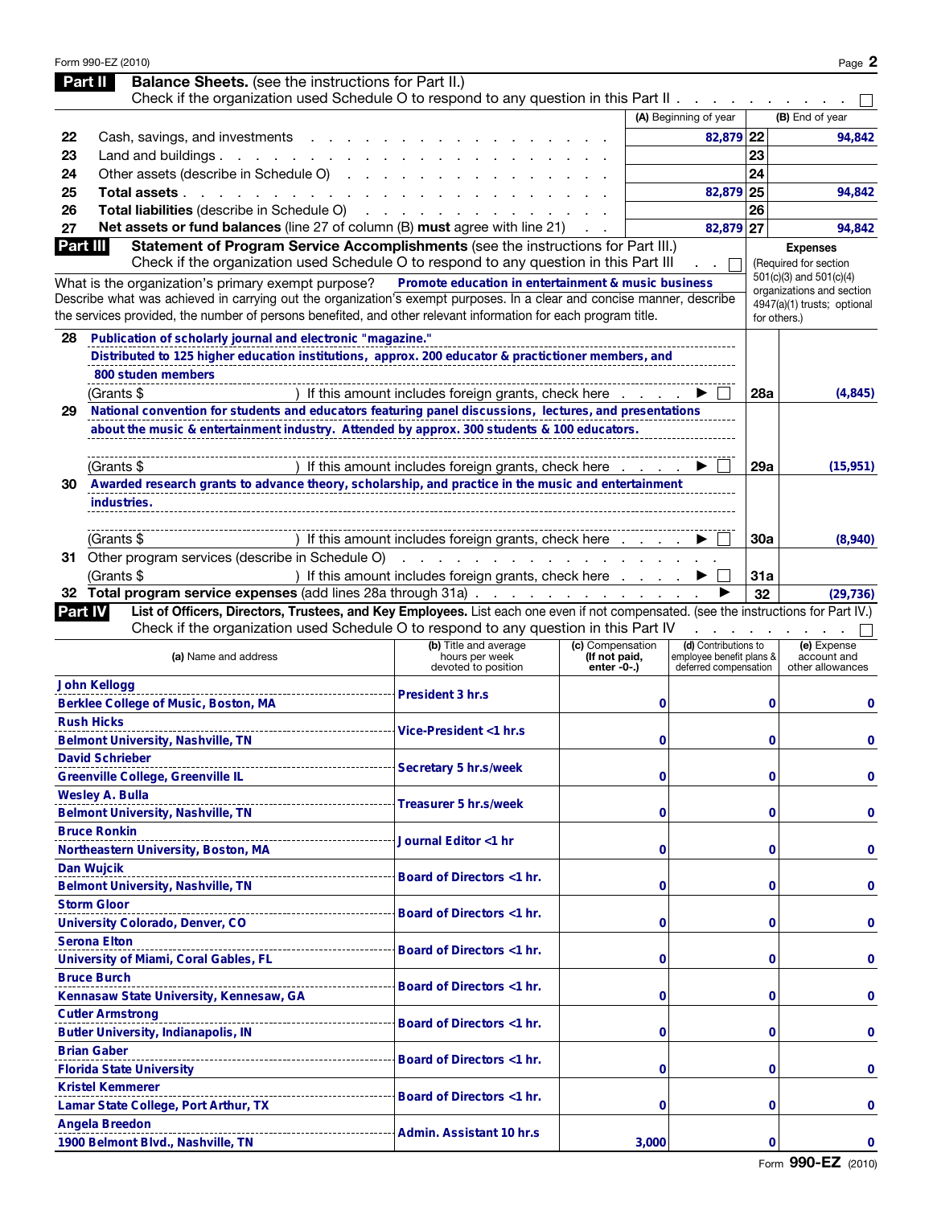## Part II Balance Sheets. (see the instructions for Part II.)

Check if the organization used Schedule O to respond to any question in this Part II . . . . . . . . . . . ☐

| | | (A) Beginning of year | | (B) End of year |
|---|---|---|---|---|
| 22 | Cash, savings, and investments | 82,879 | 22 | 94,842 |
| 23 | Land and buildings | | 23 | |
| 24 | Other assets (describe in Schedule O) | | 24 | |
| 25 | **Total assets** | 82,879 | 25 | 94,842 |
| 26 | **Total liabilities** (describe in Schedule O) | | 26 | |
| 27 | **Net assets or fund balances** (line 27 of column (B) **must** agree with line 21) | 82,879 | 27 | 94,842 |

## Part III Statement of Program Service Accomplishments (see the instructions for Part III.)

Check if the organization used Schedule O to respond to any question in this Part III . . ☐

What is the organization's primary exempt purpose? **Promote education in entertainment & music business**

Describe what was achieved in carrying out the organization's exempt purposes. In a clear and concise manner, describe the services provided, the number of persons benefited, and other relevant information for each program title.

**Expenses** (Required for section 501(c)(3) and 501(c)(4) organizations and section 4947(a)(1) trusts; optional for others.)

| | | | Expenses |
|---|---|---|---|
| 28 | Publication of scholarly journal and electronic "magazine." Distributed to 125 higher education institutions, approx. 200 educator & practictioner members, and 800 studen members<br>(Grants $ ) If this amount includes foreign grants, check here ▶ ☐ | 28a | (4,845) |
| 29 | National convention for students and educators featuring panel discussions, lectures, and presentations about the music & entertainment industry. Attended by approx. 300 students & 100 educators.<br>(Grants $ ) If this amount includes foreign grants, check here ▶ ☐ | 29a | (15,951) |
| 30 | Awarded research grants to advance theory, scholarship, and practice in the music and entertainment industries.<br>(Grants $ ) If this amount includes foreign grants, check here ▶ ☐ | 30a | (8,940) |
| 31 | Other program services (describe in Schedule O)<br>(Grants $ ) If this amount includes foreign grants, check here ▶ ☐ | 31a | |
| 32 | **Total program service expenses** (add lines 28a through 31a) ▶ | 32 | (29,736) |

## Part IV List of Officers, Directors, Trustees, and Key Employees.

List each one even if not compensated. (see the instructions for Part IV.)

Check if the organization used Schedule O to respond to any question in this Part IV . . . . . . . . ☐

| (a) Name and address | (b) Title and average hours per week devoted to position | (c) Compensation (If not paid, enter -0-.) | (d) Contributions to employee benefit plans & deferred compensation | (e) Expense account and other allowances |
|---|---|---|---|---|
| John Kellogg<br>Berklee College of Music, Boston, MA | President 3 hr.s | 0 | 0 | 0 |
| Rush Hicks<br>Belmont University, Nashville, TN | Vice-President <1 hr.s | 0 | 0 | 0 |
| David Schrieber<br>Greenville College, Greenville IL | Secretary 5 hr.s/week | 0 | 0 | 0 |
| Wesley A. Bulla<br>Belmont University, Nashville, TN | Treasurer 5 hr.s/week | 0 | 0 | 0 |
| Bruce Ronkin<br>Northeastern University, Boston, MA | Journal Editor <1 hr | 0 | 0 | 0 |
| Dan Wujcik<br>Belmont University, Nashville, TN | Board of Directors <1 hr. | 0 | 0 | 0 |
| Storm Gloor<br>University Colorado, Denver, CO | Board of Directors <1 hr. | 0 | 0 | 0 |
| Serona Elton<br>University of Miami, Coral Gables, FL | Board of Directors <1 hr. | 0 | 0 | 0 |
| Bruce Burch<br>Kennasaw State University, Kennesaw, GA | Board of Directors <1 hr. | 0 | 0 | 0 |
| Cutler Armstrong<br>Butler University, Indianapolis, IN | Board of Directors <1 hr. | 0 | 0 | 0 |
| Brian Gaber<br>Florida State University | Board of Directors <1 hr. | 0 | 0 | 0 |
| Kristel Kemmerer<br>Lamar State College, Port Arthur, TX | Board of Directors <1 hr. | 0 | 0 | 0 |
| Angela Breedon<br>1900 Belmont Blvd., Nashville, TN | Admin. Assistant 10 hr.s | 3,000 | 0 | 0 |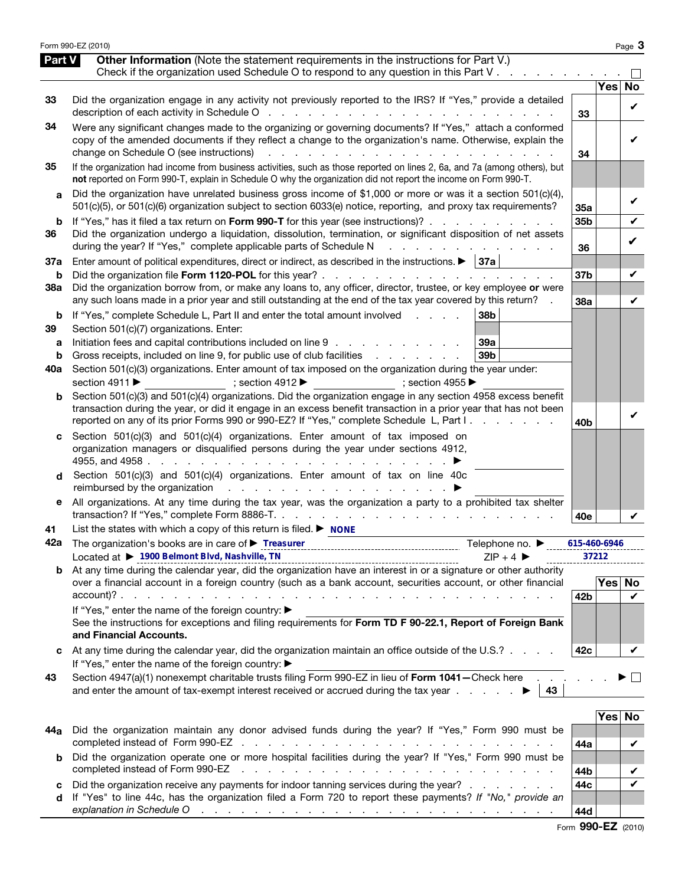## Part V Other Information (Note the statement requirements in the instructions for Part V.)

Check if the organization used Schedule O to respond to any question in this Part V . . . . . . . . . ☐

| | | | Yes | No |
|---|---|---|---|---|
| **33** | Did the organization engage in any activity not previously reported to the IRS? If "Yes," provide a detailed description of each activity in Schedule O | 33 | | ✔ |
| **34** | Were any significant changes made to the organizing or governing documents? If "Yes," attach a conformed copy of the amended documents if they reflect a change to the organization's name. Otherwise, explain the change on Schedule O (see instructions) | 34 | | ✔ |
| **35** | If the organization had income from business activities, such as those reported on lines 2, 6a, and 7a (among others), but **not** reported on Form 990-T, explain in Schedule O why the organization did not report the income on Form 990-T. | | | |
| **a** | Did the organization have unrelated business gross income of $1,000 or more or was it a section 501(c)(4), 501(c)(5), or 501(c)(6) organization subject to section 6033(e) notice, reporting, and proxy tax requirements? | 35a | | ✔ |
| **b** | If "Yes," has it filed a tax return on **Form 990-T** for this year (see instructions)? | 35b | | ✔ |
| **36** | Did the organization undergo a liquidation, dissolution, termination, or significant disposition of net assets during the year? If "Yes," complete applicable parts of Schedule N | 36 | | ✔ |
| **37a** | Enter amount of political expenditures, direct or indirect, as described in the instructions. ▶ 37a | | | |
| **b** | Did the organization file **Form 1120-POL** for this year? | 37b | | ✔ |
| **38a** | Did the organization borrow from, or make any loans to, any officer, director, trustee, or key employee **or** were any such loans made in a prior year and still outstanding at the end of the tax year covered by this return? | 38a | | ✔ |
| **b** | If "Yes," complete Schedule L, Part II and enter the total amount involved 38b | | | |
| **39** | Section 501(c)(7) organizations. Enter: | | | |
| **a** | Initiation fees and capital contributions included on line 9 39a | | | |
| **b** | Gross receipts, included on line 9, for public use of club facilities 39b | | | |
| **40a** | Section 501(c)(3) organizations. Enter amount of tax imposed on the organization during the year under: section 4911 ▶ ______ ; section 4912 ▶ ______ ; section 4955 ▶ ______ | | | |
| **b** | Section 501(c)(3) and 501(c)(4) organizations. Did the organization engage in any section 4958 excess benefit transaction during the year, or did it engage in an excess benefit transaction in a prior year that has not been reported on any of its prior Forms 990 or 990-EZ? If "Yes," complete Schedule L, Part I | 40b | | ✔ |
| **c** | Section 501(c)(3) and 501(c)(4) organizations. Enter amount of tax imposed on organization managers or disqualified persons during the year under sections 4912, 4955, and 4958 ▶ | | | |
| **d** | Section 501(c)(3) and 501(c)(4) organizations. Enter amount of tax on line 40c reimbursed by the organization ▶ | | | |
| **e** | All organizations. At any time during the tax year, was the organization a party to a prohibited tax shelter transaction? If "Yes," complete Form 8886-T | 40e | | ✔ |

**41** List the states with which a copy of this return is filed. ▶ NONE

**42a** The organization's books are in care of ▶ Treasurer Telephone no. ▶ 615-460-6946

Located at ▶ 1900 Belmont Blvd, Nashville, TN ZIP + 4 ▶ 37212

| | | | Yes | No |
|---|---|---|---|---|
| **b** | At any time during the calendar year, did the organization have an interest in or a signature or other authority over a financial account in a foreign country (such as a bank account, securities account, or other financial account)? | 42b | | ✔ |
| | If "Yes," enter the name of the foreign country: ▶ See the instructions for exceptions and filing requirements for **Form TD F 90-22.1, Report of Foreign Bank and Financial Accounts.** | | | |
| **c** | At any time during the calendar year, did the organization maintain an office outside of the U.S.? | 42c | | ✔ |
| | If "Yes," enter the name of the foreign country: ▶ | | | |

**43** Section 4947(a)(1) nonexempt charitable trusts filing Form 990-EZ in lieu of **Form 1041**—Check here . . . ▶ ☐ and enter the amount of tax-exempt interest received or accrued during the tax year ▶ 43

| | | | Yes | No |
|---|---|---|---|---|
| **44a** | Did the organization maintain any donor advised funds during the year? If "Yes," Form 990 must be completed instead of Form 990-EZ | 44a | | ✔ |
| **b** | Did the organization operate one or more hospital facilities during the year? If "Yes," Form 990 must be completed instead of Form 990-EZ | 44b | | ✔ |
| **c** | Did the organization receive any payments for indoor tanning services during the year? | 44c | | ✔ |
| **d** | If "Yes" to line 44c, has the organization filed a Form 720 to report these payments? *If "No," provide an explanation in Schedule O* | 44d | | |

Form **990-EZ** (2010)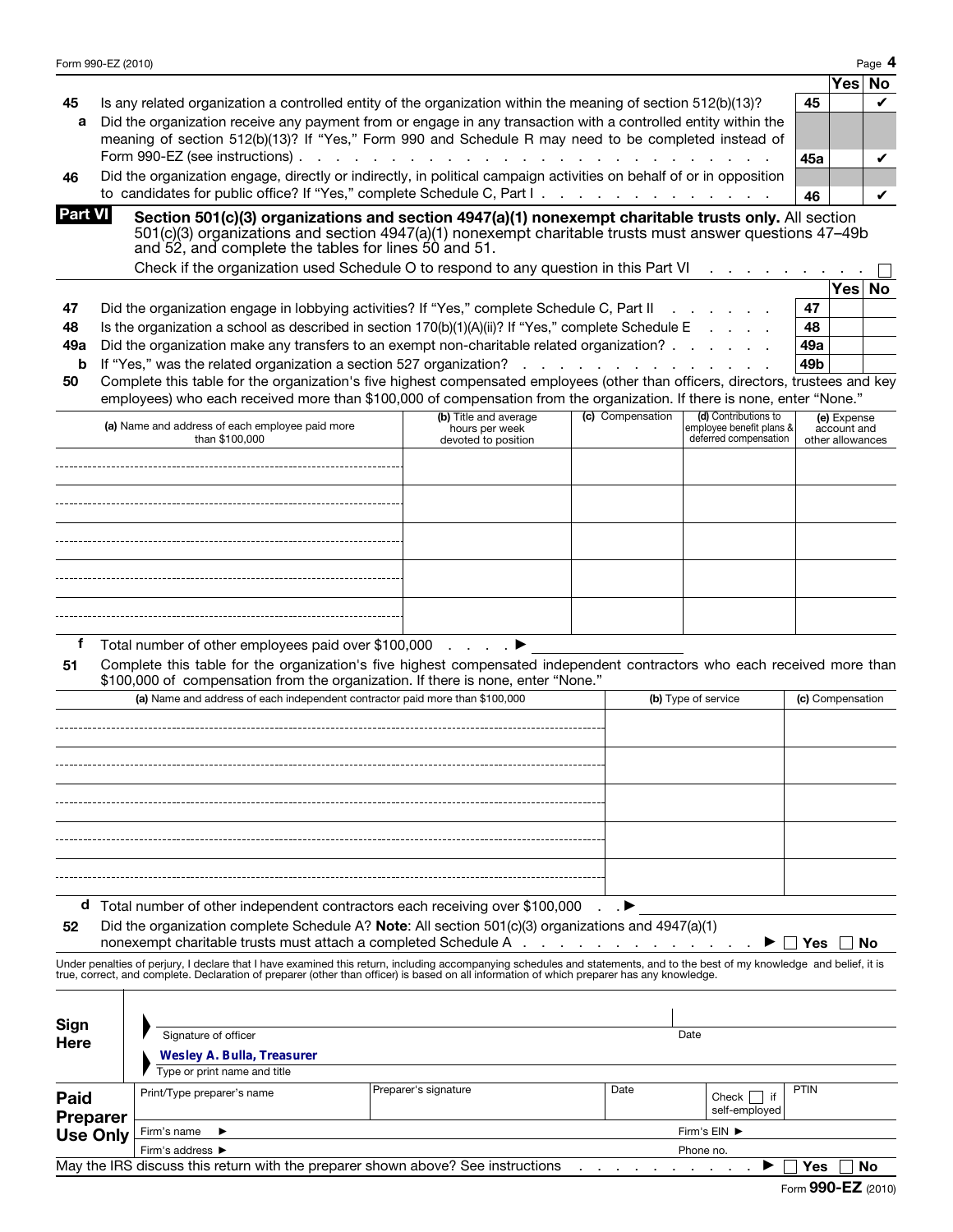| | | | Yes | No |
|---|---|---|---|---|
| 45 | Is any related organization a controlled entity of the organization within the meaning of section 512(b)(13)? | 45 | | ✔ |
| a | Did the organization receive any payment from or engage in any transaction with a controlled entity within the meaning of section 512(b)(13)? If "Yes," Form 990 and Schedule R may need to be completed instead of Form 990-EZ (see instructions) | 45a | | ✔ |
| 46 | Did the organization engage, directly or indirectly, in political campaign activities on behalf of or in opposition to candidates for public office? If "Yes," complete Schedule C, Part I | 46 | | ✔ |

## Part VI Section 501(c)(3) organizations and section 4947(a)(1) nonexempt charitable trusts only.

All section 501(c)(3) organizations and section 4947(a)(1) nonexempt charitable trusts must answer questions 47–49b and 52, and complete the tables for lines 50 and 51.

Check if the organization used Schedule O to respond to any question in this Part VI ☐

| | | | Yes | No |
|---|---|---|---|---|
| 47 | Did the organization engage in lobbying activities? If "Yes," complete Schedule C, Part II | 47 | | |
| 48 | Is the organization a school as described in section 170(b)(1)(A)(ii)? If "Yes," complete Schedule E | 48 | | |
| 49a | Did the organization make any transfers to an exempt non-charitable related organization? | 49a | | |
| b | If "Yes," was the related organization a section 527 organization? | 49b | | |

**50** Complete this table for the organization's five highest compensated employees (other than officers, directors, trustees and key employees) who each received more than $100,000 of compensation from the organization. If there is none, enter "None."

| (a) Name and address of each employee paid more than $100,000 | (b) Title and average hours per week devoted to position | (c) Compensation | (d) Contributions to employee benefit plans & deferred compensation | (e) Expense account and other allowances |
|---|---|---|---|---|
| | | | | |
| | | | | |
| | | | | |
| | | | | |
| | | | | |

**f** Total number of other employees paid over $100,000 ▶

**51** Complete this table for the organization's five highest compensated independent contractors who each received more than $100,000 of compensation from the organization. If there is none, enter "None."

| (a) Name and address of each independent contractor paid more than $100,000 | (b) Type of service | (c) Compensation |
|---|---|---|
| | | |
| | | |
| | | |
| | | |
| | | |

**d** Total number of other independent contractors each receiving over $100,000 ▶

**52** Did the organization complete Schedule A? **Note**: All section 501(c)(3) organizations and 4947(a)(1) nonexempt charitable trusts must attach a completed Schedule A ▶ ☐ Yes ☐ No

Under penalties of perjury, I declare that I have examined this return, including accompanying schedules and statements, and to the best of my knowledge and belief, it is true, correct, and complete. Declaration of preparer (other than officer) is based on all information of which preparer has any knowledge.

**Sign Here**

Signature of officer | Date

Wesley A. Bulla, Treasurer

Type or print name and title

**Paid Preparer Use Only**

| Print/Type preparer's name | Preparer's signature | Date | Check ☐ if self-employed | PTIN |
|---|---|---|---|---|
| Firm's name ▶ | | | Firm's EIN ▶ | |
| Firm's address ▶ | | | Phone no. | |

May the IRS discuss this return with the preparer shown above? See instructions ▶ ☐ Yes ☐ No

Form **990-EZ** (2010)